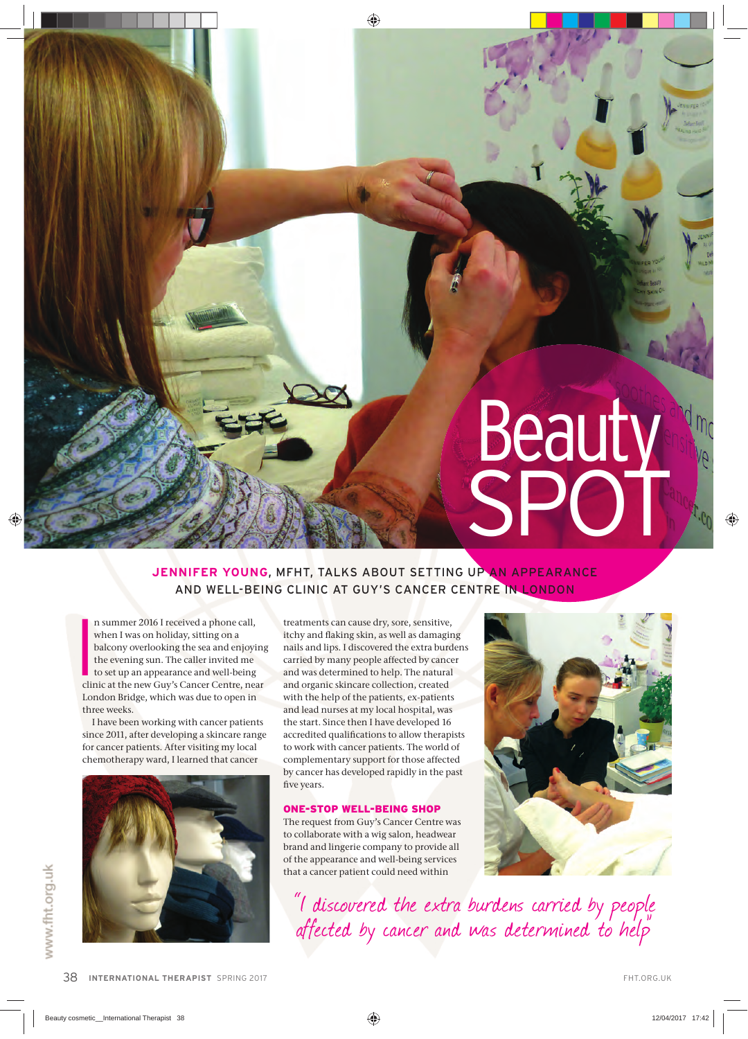# Beauty SPOT

**JENNIFER YOUNG**, MFHT, TALKS ABOUT SETTING UP AN APPEARANCE AND WELL-BEING CLINIC AT GUY'S CANCER CENTRE IN LONDON

In summer 2016 I received a phone call, when I was on holiday, sitting on a balcony overlooking the sea and enjoying the evening sun. The caller invited me to set up an appearance and well-being clinic at the new Guy's Cancer Centre, near London Bridge, which was due to open in three weeks.

I have been working with cancer patients since 2011, after developing a skincare range for cancer patients. After visiting my local chemotherapy ward, I learned that cancer treatments can cause dry, sore, sensitive, itchy and flaking skin, as well as damaging nails and lips. I discovered the extra burdens carried by many people affected by cancer and was determined to help. The natural and organic skincare collection, created with the help of the patients, ex-patients and lead nurses at my local hospital, was the start. Since then I have developed 16 accredited qualifications to allow therapists to work with cancer patients. The world of complementary support for those affected by cancer has developed rapidly in the past five years.

## ONE-STOP WELL-BEING SHOP

The request from Guy's Cancer Centre was to collaborate with a wig salon, headwear brand and lingerie company to provide all of the appearance and well-being services that a cancer patient could need within

> *"I discovered the extra burdens carried by people affected by cancer and was determined to help"*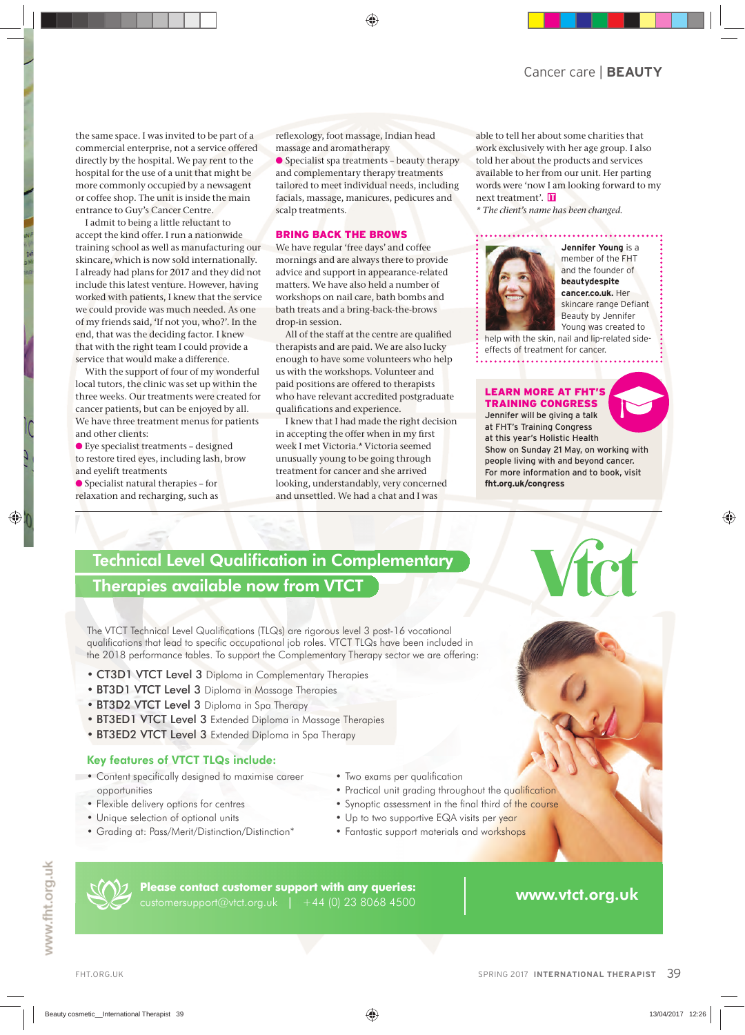the same space. I was invited to be part of a commercial enterprise, not a service offered directly by the hospital. We pay rent to the hospital for the use of a unit that might be more commonly occupied by a newsagent or coffee shop. The unit is inside the main entrance to Guy's Cancer Centre.

I admit to being a little reluctant to accept the kind offer. I run a nationwide training school as well as manufacturing our skincare, which is now sold internationally. I already had plans for 2017 and they did not include this latest venture. However, having worked with patients, I knew that the service we could provide was much needed. As one of my friends said, 'If not you, who?'. In the end, that was the deciding factor. I knew that with the right team I could provide a service that would make a difference.

With the support of four of my wonderful local tutors, the clinic was set up within the three weeks. Our treatments were created for cancer patients, but can be enjoyed by all. We have three treatment menus for patients and other clients:

- Eye specialist treatments – designed to restore tired eyes, including lash, brow and eyelift treatments
- Specialist natural therapies – for relaxation and recharging, such as reflexology, foot massage, Indian head massage and aromatherapy
- Specialist spa treatments – beauty therapy and complementary therapy treatments tailored to meet individual needs, including facials, massage, manicures, pedicures and scalp treatments.

## BRING BACK THE BROWS

We have regular 'free days' and coffee mornings and are always there to provide advice and support in appearance-related matters. We have also held a number of workshops on nail care, bath bombs and bath treats and a bring-back-the-brows drop-in session.

All of the staff at the centre are qualified therapists and are paid. We are also lucky enough to have some volunteers who help us with the workshops. Volunteer and paid positions are offered to therapists who have relevant accredited postgraduate qualifications and experience.

I knew that I had made the right decision in accepting the offer when in my first week I met Victoria.* Victoria seemed unusually young to be going through treatment for cancer and she arrived looking, understandably, very concerned and unsettled. We had a chat and I was able to tell her about some charities that work exclusively with her age group. I also told her about the products and services available to her from our unit. Her parting words were 'now I am looking forward to my next treatment'.

*\* The client's name has been changed.*

**Jennifer Young** is a member of the FHT and the founder of **beautydespitecancer.co.uk.** Her skincare range Defiant Beauty by Jennifer Young was created to help with the skin, nail and lip-related side-effects of treatment for cancer.

## LEARN MORE AT FHT'S TRAINING CONGRESS

Jennifer will be giving a talk at FHT's Training Congress at this year's Holistic Health Show on Sunday 21 May, on working with people living with and beyond cancer. For more information and to book, visit **fht.org.uk/congress**

---

# Technical Level Qualification in Complementary Therapies available now from VTCT

Vtct

The VTCT Technical Level Qualifications (TLQs) are rigorous level 3 post-16 vocational qualifications that lead to specific occupational job roles. VTCT TLQs have been included in the 2018 performance tables. To support the Complementary Therapy sector we are offering:

- **CT3D1 VTCT Level 3** Diploma in Complementary Therapies
- **BT3D1 VTCT Level 3** Diploma in Massage Therapies
- **BT3D2 VTCT Level 3** Diploma in Spa Therapy
- **BT3ED1 VTCT Level 3** Extended Diploma in Massage Therapies
- **BT3ED2 VTCT Level 3** Extended Diploma in Spa Therapy

### Key features of VTCT TLQs include:

- Content specifically designed to maximise career opportunities
- Flexible delivery options for centres
- Unique selection of optional units
- Grading at: Pass/Merit/Distinction/Distinction*
- Two exams per qualification
- Practical unit grading throughout the qualification
- Synoptic assessment in the final third of the course
- Up to two supportive EQA visits per year
- Fantastic support materials and workshops

**Please contact customer support with any queries:**
customersupport@vtct.org.uk | +44 (0) 23 8068 4500

**www.vtct.org.uk**